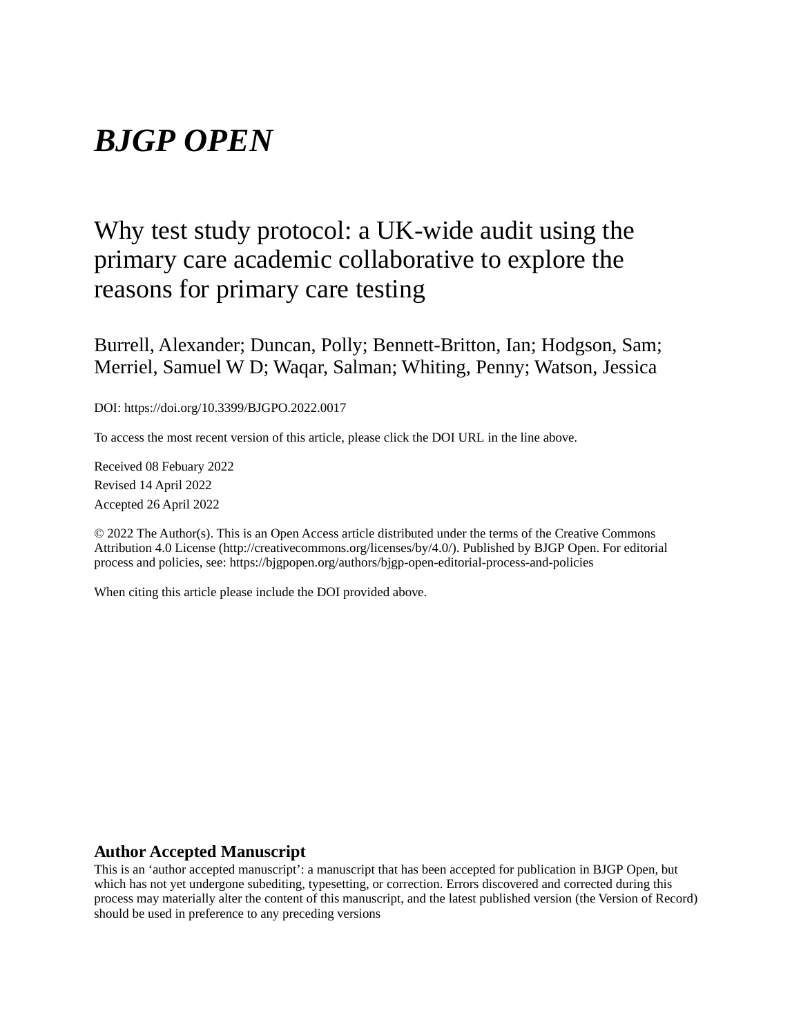# *BJGP OPEN*

## Why test study protocol: a UK-wide audit using the primary care academic collaborative to explore the reasons for primary care testing

Burrell, Alexander; Duncan, Polly; Bennett-Britton, Ian; Hodgson, Sam; Merriel, Samuel W D; Waqar, Salman; Whiting, Penny; Watson, Jessica

DOI: https://doi.org/10.3399/BJGPO.2022.0017

To access the most recent version of this article, please click the DOI URL in the line above.

Received 08 Febuary 2022

Revised 14 April 2022

Accepted 26 April 2022

© 2022 The Author(s). This is an Open Access article distributed under the terms of the Creative Commons Attribution 4.0 License (http://creativecommons.org/licenses/by/4.0/). Published by BJGP Open. For editorial process and policies, see: https://bjgpopen.org/authors/bjgp-open-editorial-process-and-policies

When citing this article please include the DOI provided above.

**Author Accepted Manuscript**

This is an 'author accepted manuscript': a manuscript that has been accepted for publication in BJGP Open, but which has not yet undergone subediting, typesetting, or correction. Errors discovered and corrected during this process may materially alter the content of this manuscript, and the latest published version (the Version of Record) should be used in preference to any preceding versions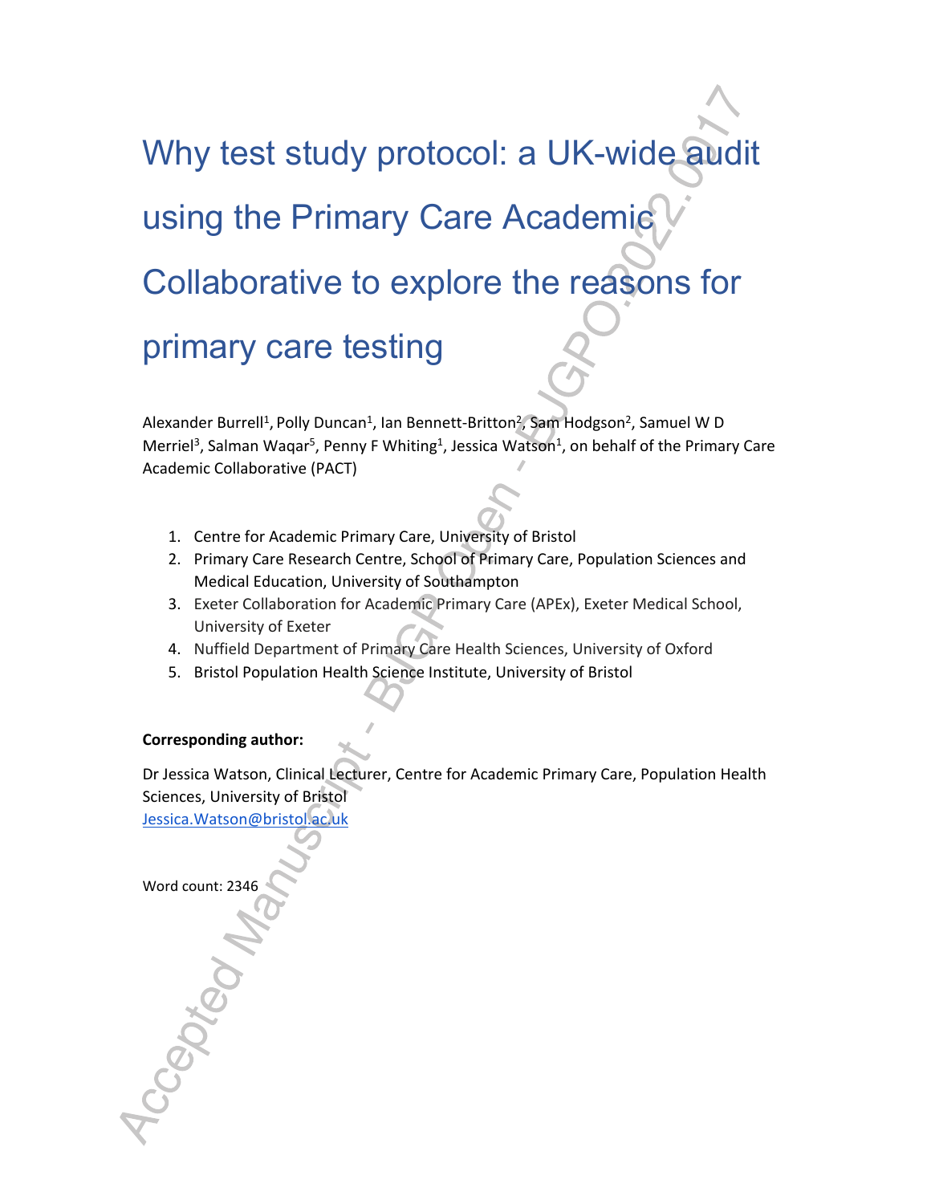# Why test study protocol: a UK-wide audit using the Primary Care Academic Collaborative to explore the reasons for primary care testing

Alexander Burrell[1], Polly Duncan[1], Ian Bennett-Britton[2], Sam Hodgson[2], Samuel W D Merriel[3], Salman Waqar[5], Penny F Whiting[1], Jessica Watson[1], on behalf of the Primary Care Academic Collaborative (PACT)

1. Centre for Academic Primary Care, University of Bristol
2. Primary Care Research Centre, School of Primary Care, Population Sciences and Medical Education, University of Southampton
3. Exeter Collaboration for Academic Primary Care (APEx), Exeter Medical School, University of Exeter
4. Nuffield Department of Primary Care Health Sciences, University of Oxford
5. Bristol Population Health Science Institute, University of Bristol

**Corresponding author:**

Dr Jessica Watson, Clinical Lecturer, Centre for Academic Primary Care, Population Health Sciences, University of Bristol
Jessica.Watson@bristol.ac.uk

Word count: 2346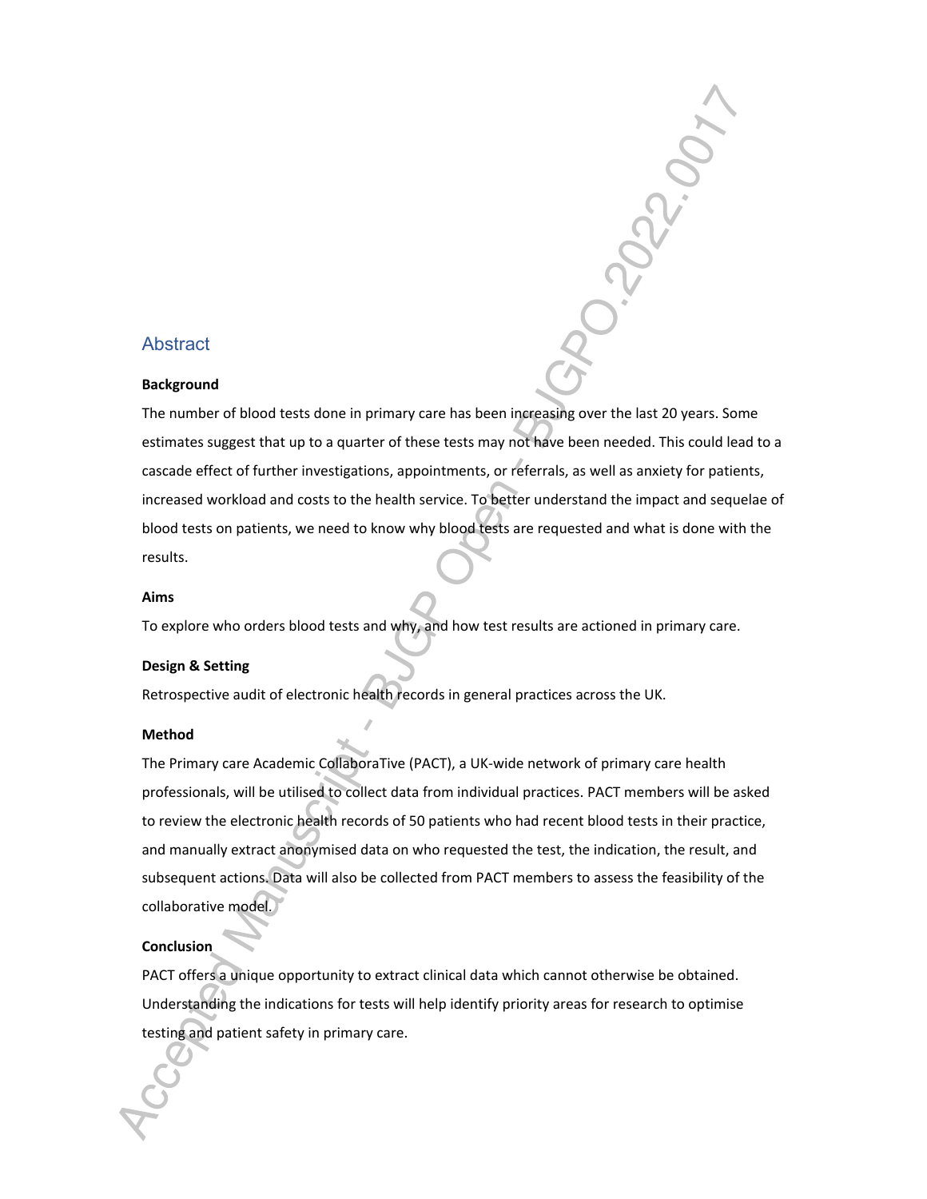## Abstract

### Background

The number of blood tests done in primary care has been increasing over the last 20 years. Some estimates suggest that up to a quarter of these tests may not have been needed. This could lead to a cascade effect of further investigations, appointments, or referrals, as well as anxiety for patients, increased workload and costs to the health service. To better understand the impact and sequelae of blood tests on patients, we need to know why blood tests are requested and what is done with the results.

### Aims

To explore who orders blood tests and why, and how test results are actioned in primary care.

### Design & Setting

Retrospective audit of electronic health records in general practices across the UK.

### Method

The Primary care Academic CollaboraTive (PACT), a UK-wide network of primary care health professionals, will be utilised to collect data from individual practices. PACT members will be asked to review the electronic health records of 50 patients who had recent blood tests in their practice, and manually extract anonymised data on who requested the test, the indication, the result, and subsequent actions. Data will also be collected from PACT members to assess the feasibility of the collaborative model.

### Conclusion

PACT offers a unique opportunity to extract clinical data which cannot otherwise be obtained. Understanding the indications for tests will help identify priority areas for research to optimise testing and patient safety in primary care.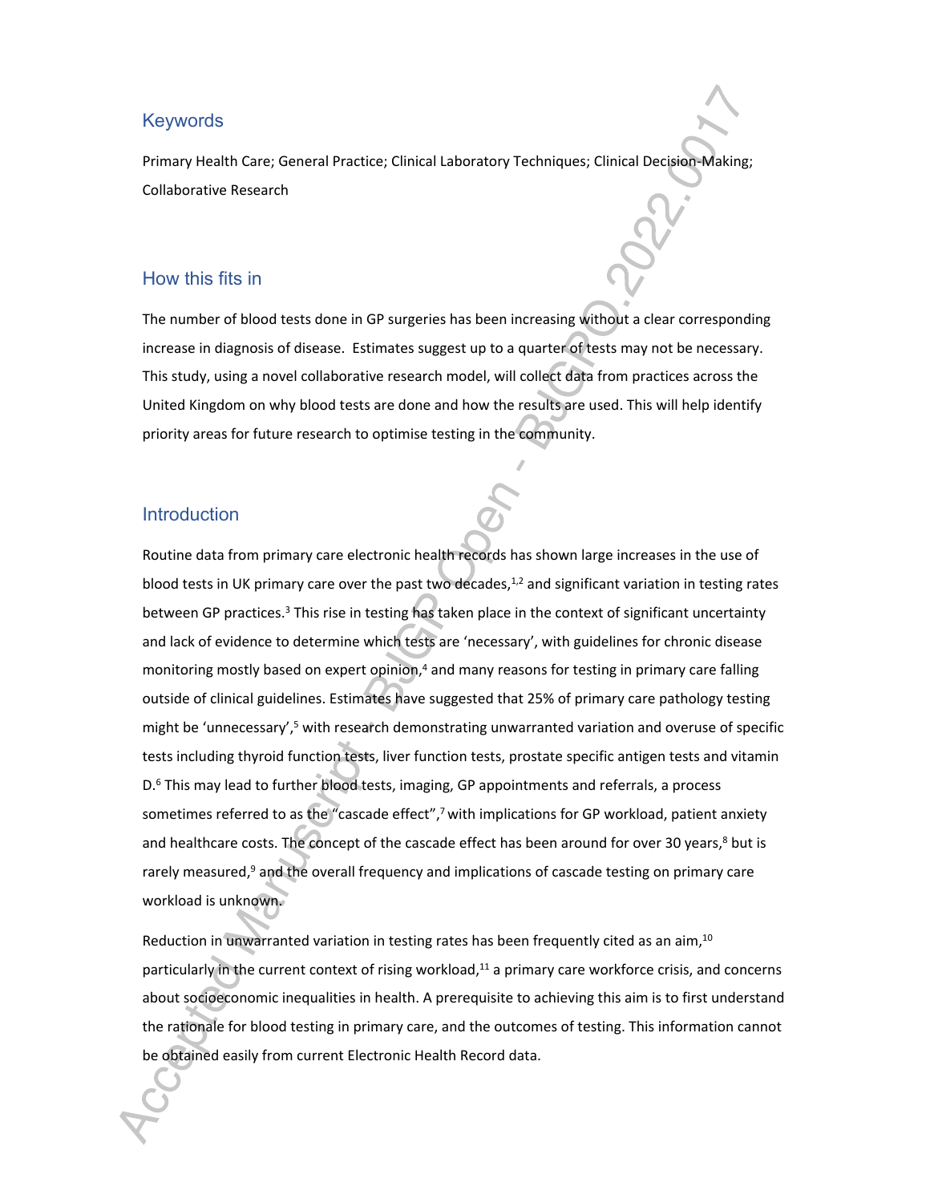## Keywords

Primary Health Care; General Practice; Clinical Laboratory Techniques; Clinical Decision-Making; Collaborative Research

## How this fits in

The number of blood tests done in GP surgeries has been increasing without a clear corresponding increase in diagnosis of disease. Estimates suggest up to a quarter of tests may not be necessary. This study, using a novel collaborative research model, will collect data from practices across the United Kingdom on why blood tests are done and how the results are used. This will help identify priority areas for future research to optimise testing in the community.

## Introduction

Routine data from primary care electronic health records has shown large increases in the use of blood tests in UK primary care over the past two decades,[1,2] and significant variation in testing rates between GP practices.[3] This rise in testing has taken place in the context of significant uncertainty and lack of evidence to determine which tests are 'necessary', with guidelines for chronic disease monitoring mostly based on expert opinion,[4] and many reasons for testing in primary care falling outside of clinical guidelines. Estimates have suggested that 25% of primary care pathology testing might be 'unnecessary',[5] with research demonstrating unwarranted variation and overuse of specific tests including thyroid function tests, liver function tests, prostate specific antigen tests and vitamin D.[6] This may lead to further blood tests, imaging, GP appointments and referrals, a process sometimes referred to as the "cascade effect",[7] with implications for GP workload, patient anxiety and healthcare costs. The concept of the cascade effect has been around for over 30 years,[8] but is rarely measured,[9] and the overall frequency and implications of cascade testing on primary care workload is unknown.

Reduction in unwarranted variation in testing rates has been frequently cited as an aim,[10] particularly in the current context of rising workload,[11] a primary care workforce crisis, and concerns about socioeconomic inequalities in health. A prerequisite to achieving this aim is to first understand the rationale for blood testing in primary care, and the outcomes of testing. This information cannot be obtained easily from current Electronic Health Record data.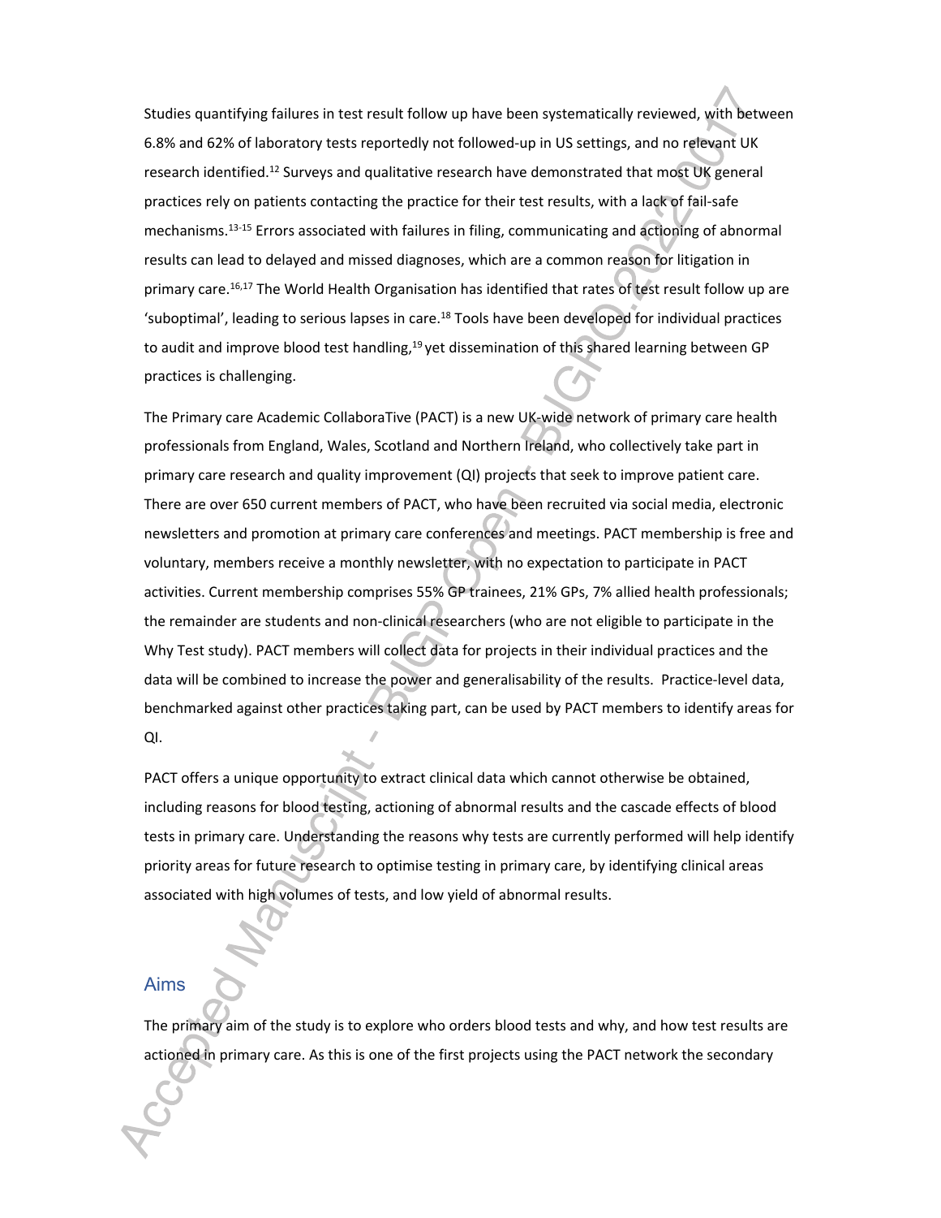Studies quantifying failures in test result follow up have been systematically reviewed, with between 6.8% and 62% of laboratory tests reportedly not followed-up in US settings, and no relevant UK research identified.[12] Surveys and qualitative research have demonstrated that most UK general practices rely on patients contacting the practice for their test results, with a lack of fail-safe mechanisms.[13-15] Errors associated with failures in filing, communicating and actioning of abnormal results can lead to delayed and missed diagnoses, which are a common reason for litigation in primary care.[16,17] The World Health Organisation has identified that rates of test result follow up are 'suboptimal', leading to serious lapses in care.[18] Tools have been developed for individual practices to audit and improve blood test handling,[19] yet dissemination of this shared learning between GP practices is challenging.

The Primary care Academic CollaboraTive (PACT) is a new UK-wide network of primary care health professionals from England, Wales, Scotland and Northern Ireland, who collectively take part in primary care research and quality improvement (QI) projects that seek to improve patient care. There are over 650 current members of PACT, who have been recruited via social media, electronic newsletters and promotion at primary care conferences and meetings. PACT membership is free and voluntary, members receive a monthly newsletter, with no expectation to participate in PACT activities. Current membership comprises 55% GP trainees, 21% GPs, 7% allied health professionals; the remainder are students and non-clinical researchers (who are not eligible to participate in the Why Test study). PACT members will collect data for projects in their individual practices and the data will be combined to increase the power and generalisability of the results. Practice-level data, benchmarked against other practices taking part, can be used by PACT members to identify areas for QI.

PACT offers a unique opportunity to extract clinical data which cannot otherwise be obtained, including reasons for blood testing, actioning of abnormal results and the cascade effects of blood tests in primary care. Understanding the reasons why tests are currently performed will help identify priority areas for future research to optimise testing in primary care, by identifying clinical areas associated with high volumes of tests, and low yield of abnormal results.

## Aims

The primary aim of the study is to explore who orders blood tests and why, and how test results are actioned in primary care. As this is one of the first projects using the PACT network the secondary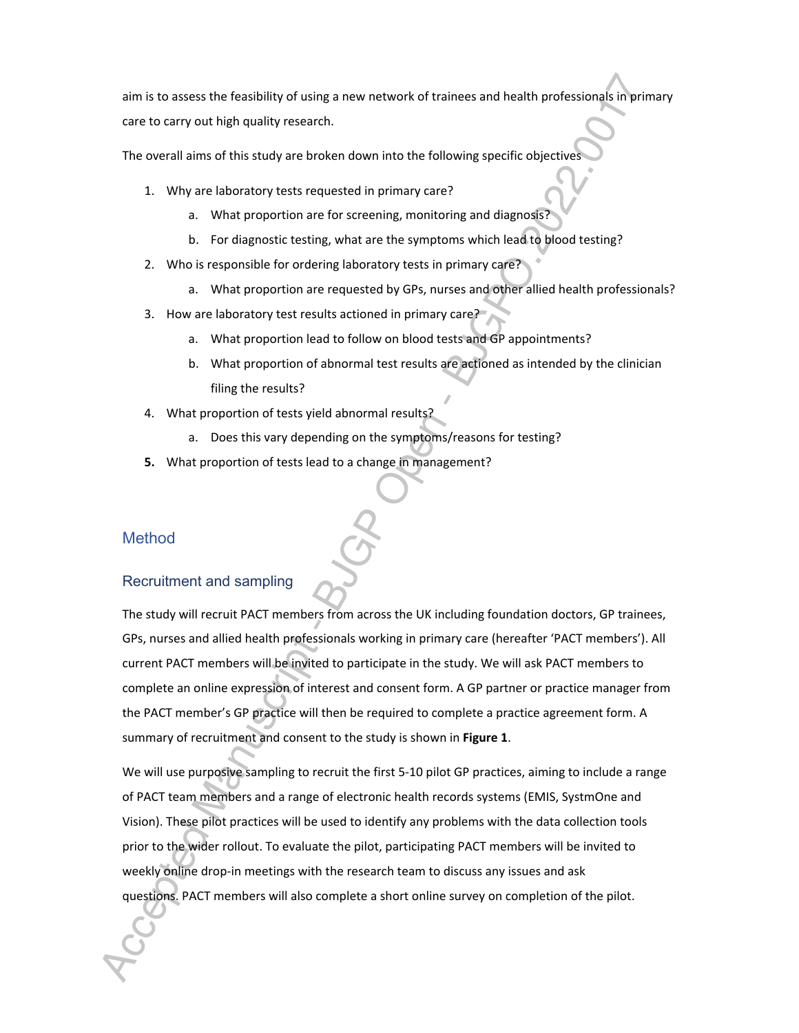aim is to assess the feasibility of using a new network of trainees and health professionals in primary care to carry out high quality research.

The overall aims of this study are broken down into the following specific objectives

1. Why are laboratory tests requested in primary care?
    a. What proportion are for screening, monitoring and diagnosis?
    b. For diagnostic testing, what are the symptoms which lead to blood testing?
2. Who is responsible for ordering laboratory tests in primary care?
    a. What proportion are requested by GPs, nurses and other allied health professionals?
3. How are laboratory test results actioned in primary care?
    a. What proportion lead to follow on blood tests and GP appointments?
    b. What proportion of abnormal test results are actioned as intended by the clinician filing the results?
4. What proportion of tests yield abnormal results?
    a. Does this vary depending on the symptoms/reasons for testing?
5. What proportion of tests lead to a change in management?

## Method

### Recruitment and sampling

The study will recruit PACT members from across the UK including foundation doctors, GP trainees, GPs, nurses and allied health professionals working in primary care (hereafter 'PACT members'). All current PACT members will be invited to participate in the study. We will ask PACT members to complete an online expression of interest and consent form. A GP partner or practice manager from the PACT member's GP practice will then be required to complete a practice agreement form. A summary of recruitment and consent to the study is shown in **Figure 1**.

We will use purposive sampling to recruit the first 5-10 pilot GP practices, aiming to include a range of PACT team members and a range of electronic health records systems (EMIS, SystmOne and Vision). These pilot practices will be used to identify any problems with the data collection tools prior to the wider rollout. To evaluate the pilot, participating PACT members will be invited to weekly online drop-in meetings with the research team to discuss any issues and ask questions. PACT members will also complete a short online survey on completion of the pilot.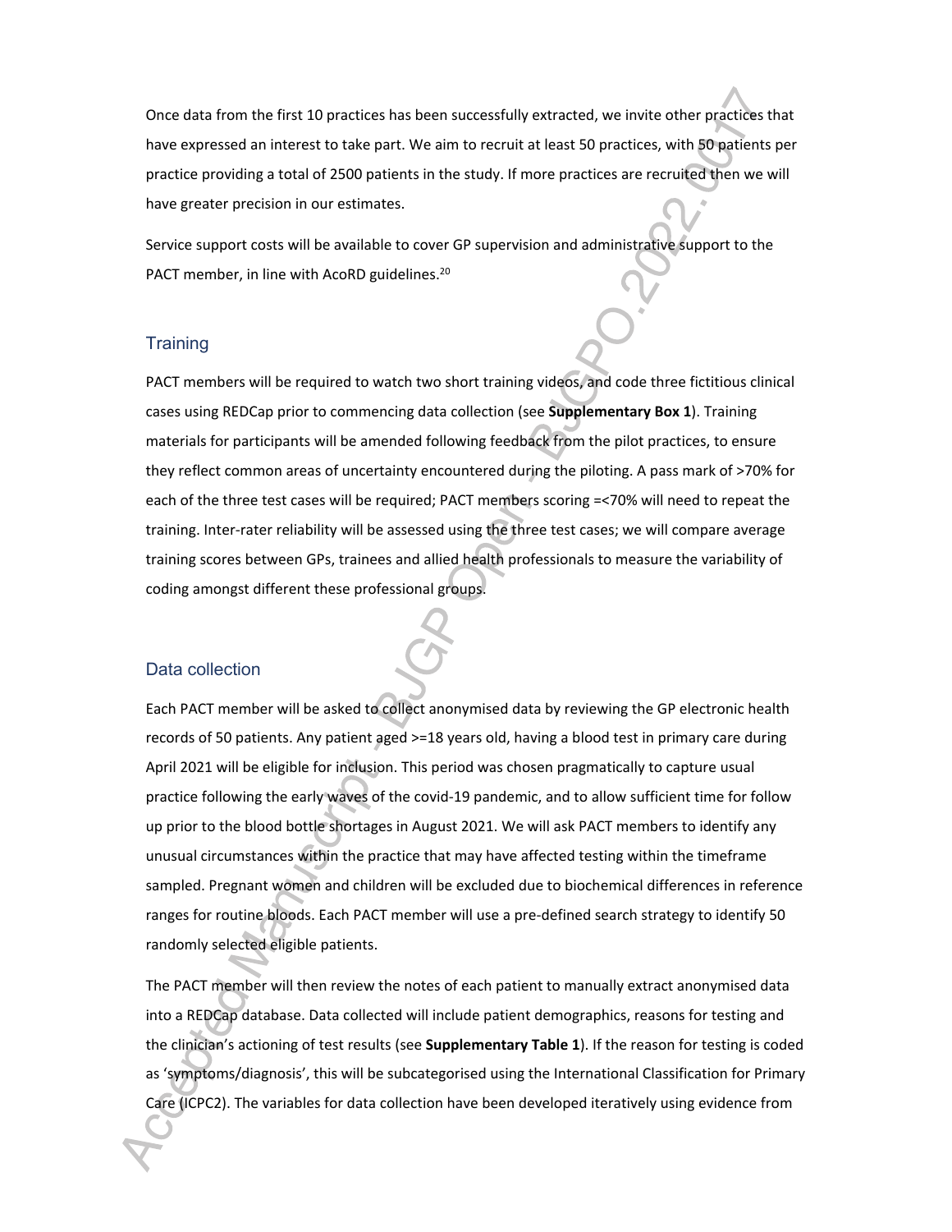Once data from the first 10 practices has been successfully extracted, we invite other practices that have expressed an interest to take part. We aim to recruit at least 50 practices, with 50 patients per practice providing a total of 2500 patients in the study. If more practices are recruited then we will have greater precision in our estimates.

Service support costs will be available to cover GP supervision and administrative support to the PACT member, in line with AcoRD guidelines.[20]

## Training

PACT members will be required to watch two short training videos, and code three fictitious clinical cases using REDCap prior to commencing data collection (see **Supplementary Box 1**). Training materials for participants will be amended following feedback from the pilot practices, to ensure they reflect common areas of uncertainty encountered during the piloting. A pass mark of >70% for each of the three test cases will be required; PACT members scoring =<70% will need to repeat the training. Inter-rater reliability will be assessed using the three test cases; we will compare average training scores between GPs, trainees and allied health professionals to measure the variability of coding amongst different these professional groups.

## Data collection

Each PACT member will be asked to collect anonymised data by reviewing the GP electronic health records of 50 patients. Any patient aged >=18 years old, having a blood test in primary care during April 2021 will be eligible for inclusion. This period was chosen pragmatically to capture usual practice following the early waves of the covid-19 pandemic, and to allow sufficient time for follow up prior to the blood bottle shortages in August 2021. We will ask PACT members to identify any unusual circumstances within the practice that may have affected testing within the timeframe sampled. Pregnant women and children will be excluded due to biochemical differences in reference ranges for routine bloods. Each PACT member will use a pre-defined search strategy to identify 50 randomly selected eligible patients.

The PACT member will then review the notes of each patient to manually extract anonymised data into a REDCap database. Data collected will include patient demographics, reasons for testing and the clinician's actioning of test results (see **Supplementary Table 1**). If the reason for testing is coded as 'symptoms/diagnosis', this will be subcategorised using the International Classification for Primary Care (ICPC2). The variables for data collection have been developed iteratively using evidence from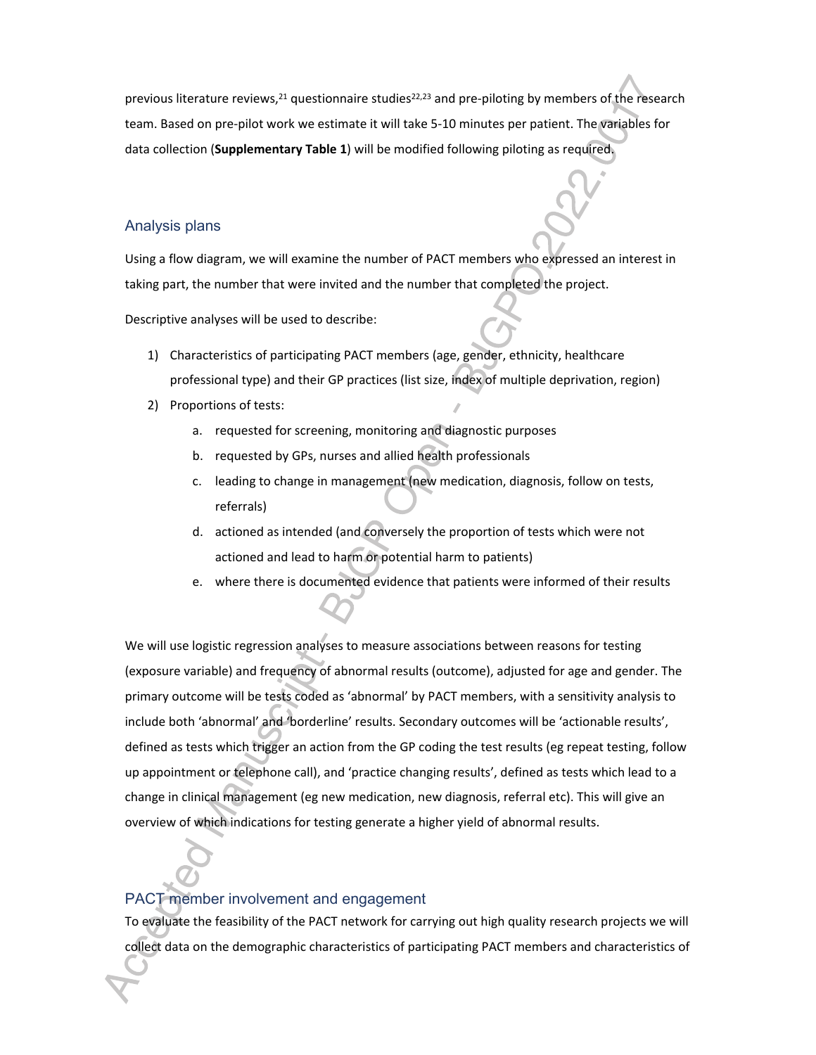previous literature reviews,[21] questionnaire studies[22,23] and pre-piloting by members of the research team. Based on pre-pilot work we estimate it will take 5-10 minutes per patient. The variables for data collection (**Supplementary Table 1**) will be modified following piloting as required.

## Analysis plans

Using a flow diagram, we will examine the number of PACT members who expressed an interest in taking part, the number that were invited and the number that completed the project.

Descriptive analyses will be used to describe:

1) Characteristics of participating PACT members (age, gender, ethnicity, healthcare professional type) and their GP practices (list size, index of multiple deprivation, region)
2) Proportions of tests:
   a. requested for screening, monitoring and diagnostic purposes
   b. requested by GPs, nurses and allied health professionals
   c. leading to change in management (new medication, diagnosis, follow on tests, referrals)
   d. actioned as intended (and conversely the proportion of tests which were not actioned and lead to harm or potential harm to patients)
   e. where there is documented evidence that patients were informed of their results

We will use logistic regression analyses to measure associations between reasons for testing (exposure variable) and frequency of abnormal results (outcome), adjusted for age and gender. The primary outcome will be tests coded as 'abnormal' by PACT members, with a sensitivity analysis to include both 'abnormal' and 'borderline' results. Secondary outcomes will be 'actionable results', defined as tests which trigger an action from the GP coding the test results (eg repeat testing, follow up appointment or telephone call), and 'practice changing results', defined as tests which lead to a change in clinical management (eg new medication, new diagnosis, referral etc). This will give an overview of which indications for testing generate a higher yield of abnormal results.

## PACT member involvement and engagement

To evaluate the feasibility of the PACT network for carrying out high quality research projects we will collect data on the demographic characteristics of participating PACT members and characteristics of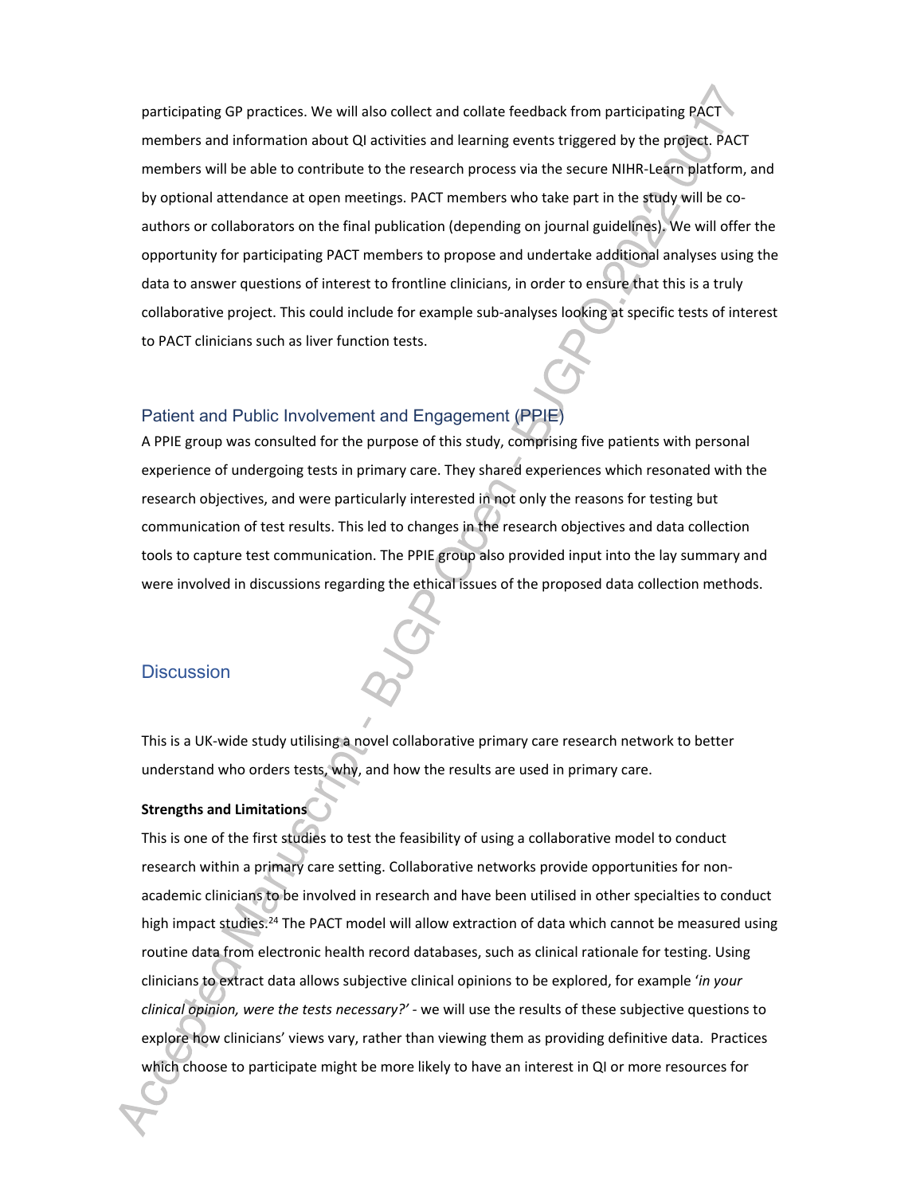participating GP practices. We will also collect and collate feedback from participating PACT members and information about QI activities and learning events triggered by the project. PACT members will be able to contribute to the research process via the secure NIHR-Learn platform, and by optional attendance at open meetings. PACT members who take part in the study will be co-authors or collaborators on the final publication (depending on journal guidelines). We will offer the opportunity for participating PACT members to propose and undertake additional analyses using the data to answer questions of interest to frontline clinicians, in order to ensure that this is a truly collaborative project. This could include for example sub-analyses looking at specific tests of interest to PACT clinicians such as liver function tests.

## Patient and Public Involvement and Engagement (PPIE)

A PPIE group was consulted for the purpose of this study, comprising five patients with personal experience of undergoing tests in primary care. They shared experiences which resonated with the research objectives, and were particularly interested in not only the reasons for testing but communication of test results. This led to changes in the research objectives and data collection tools to capture test communication. The PPIE group also provided input into the lay summary and were involved in discussions regarding the ethical issues of the proposed data collection methods.

# Discussion

This is a UK-wide study utilising a novel collaborative primary care research network to better understand who orders tests, why, and how the results are used in primary care.

**Strengths and Limitations**

This is one of the first studies to test the feasibility of using a collaborative model to conduct research within a primary care setting. Collaborative networks provide opportunities for non-academic clinicians to be involved in research and have been utilised in other specialties to conduct high impact studies.[24] The PACT model will allow extraction of data which cannot be measured using routine data from electronic health record databases, such as clinical rationale for testing. Using clinicians to extract data allows subjective clinical opinions to be explored, for example '*in your clinical opinion, were the tests necessary?*' - we will use the results of these subjective questions to explore how clinicians' views vary, rather than viewing them as providing definitive data. Practices which choose to participate might be more likely to have an interest in QI or more resources for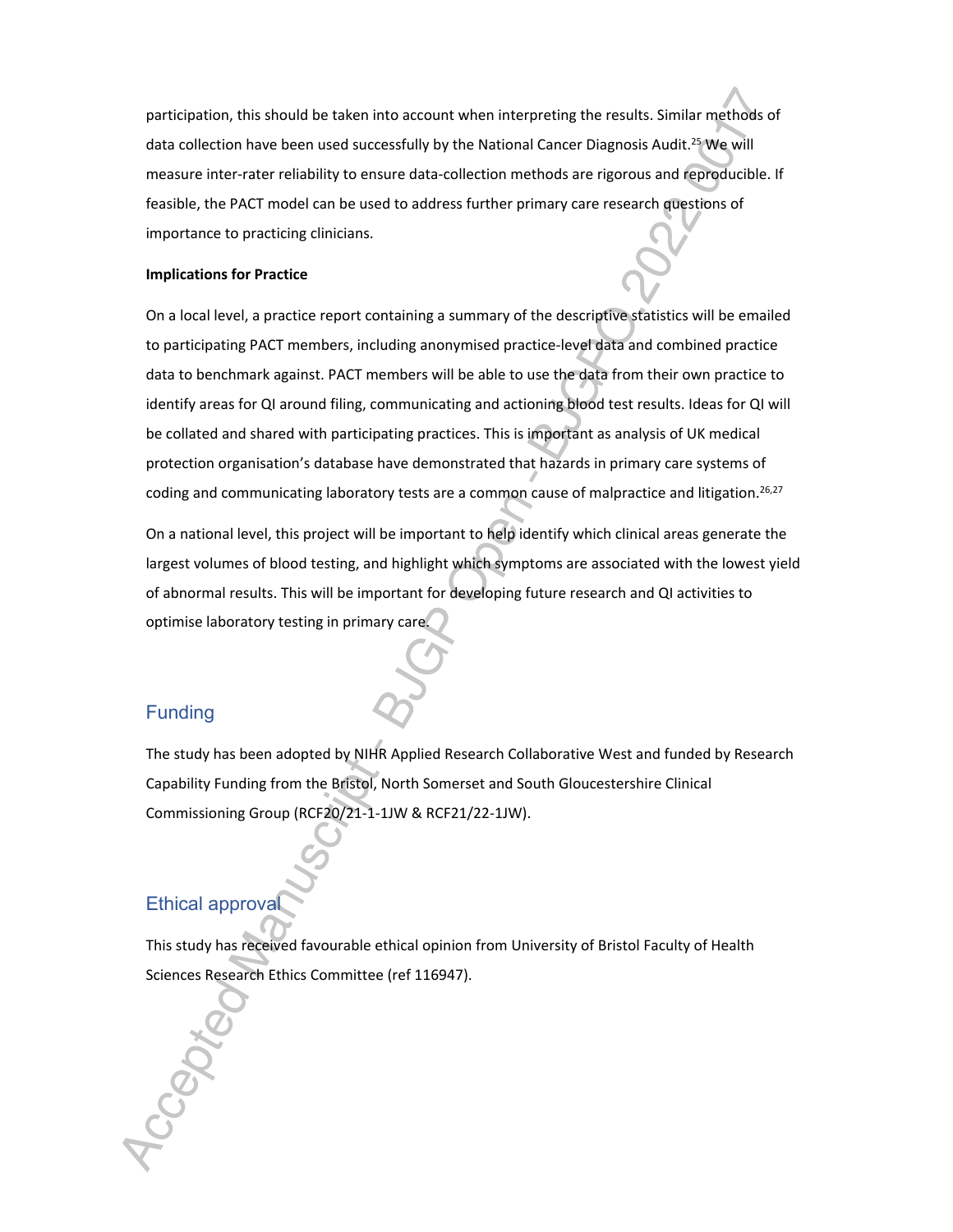participation, this should be taken into account when interpreting the results. Similar methods of data collection have been used successfully by the National Cancer Diagnosis Audit.[25] We will measure inter-rater reliability to ensure data-collection methods are rigorous and reproducible. If feasible, the PACT model can be used to address further primary care research questions of importance to practicing clinicians.

**Implications for Practice**

On a local level, a practice report containing a summary of the descriptive statistics will be emailed to participating PACT members, including anonymised practice-level data and combined practice data to benchmark against. PACT members will be able to use the data from their own practice to identify areas for QI around filing, communicating and actioning blood test results. Ideas for QI will be collated and shared with participating practices. This is important as analysis of UK medical protection organisation's database have demonstrated that hazards in primary care systems of coding and communicating laboratory tests are a common cause of malpractice and litigation.[26,27]

On a national level, this project will be important to help identify which clinical areas generate the largest volumes of blood testing, and highlight which symptoms are associated with the lowest yield of abnormal results. This will be important for developing future research and QI activities to optimise laboratory testing in primary care.

## Funding

The study has been adopted by NIHR Applied Research Collaborative West and funded by Research Capability Funding from the Bristol, North Somerset and South Gloucestershire Clinical Commissioning Group (RCF20/21-1-1JW & RCF21/22-1JW).

## Ethical approval

This study has received favourable ethical opinion from University of Bristol Faculty of Health Sciences Research Ethics Committee (ref 116947).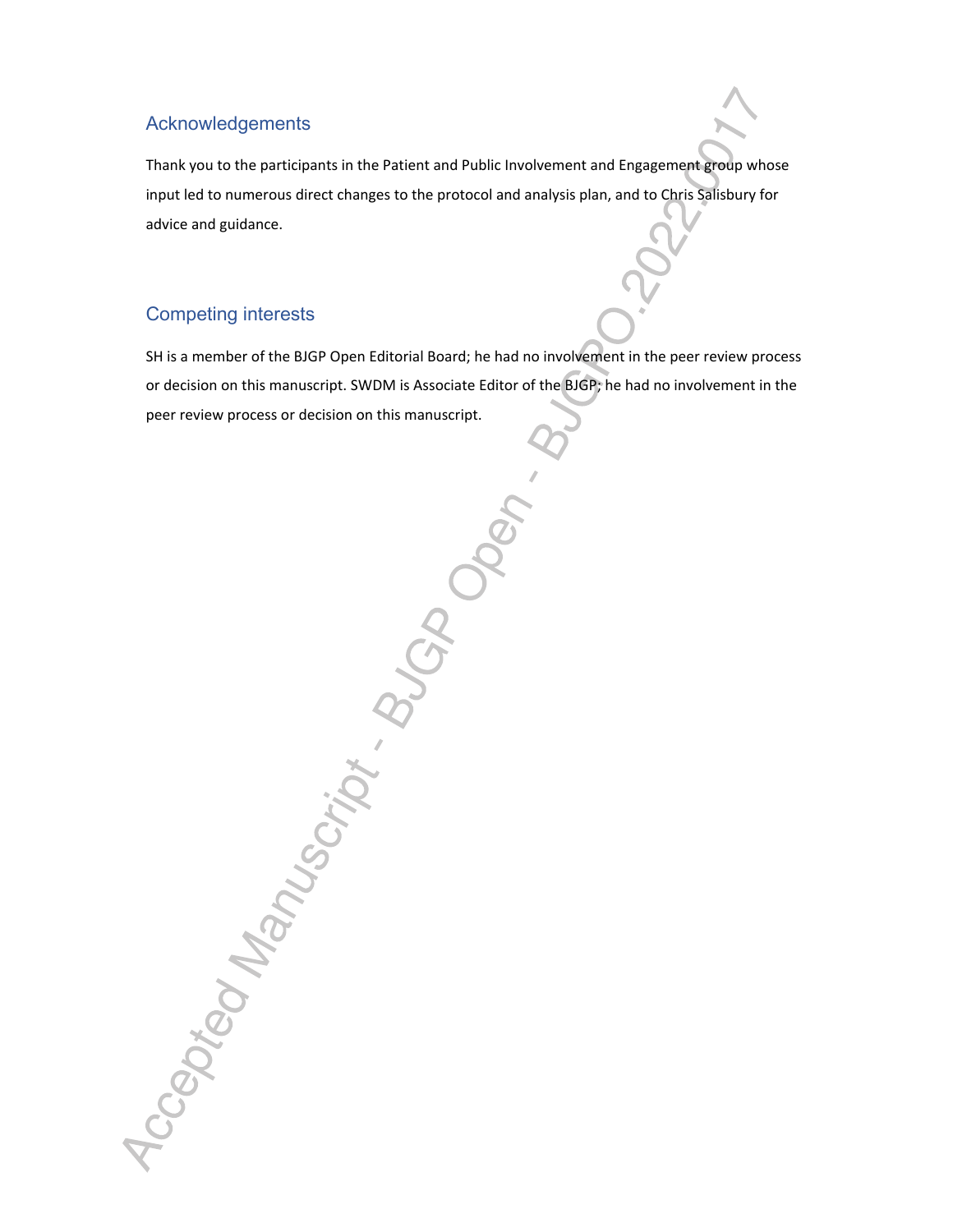## Acknowledgements

Thank you to the participants in the Patient and Public Involvement and Engagement group whose input led to numerous direct changes to the protocol and analysis plan, and to Chris Salisbury for advice and guidance.

## Competing interests

SH is a member of the BJGP Open Editorial Board; he had no involvement in the peer review process or decision on this manuscript. SWDM is Associate Editor of the BJGP; he had no involvement in the peer review process or decision on this manuscript.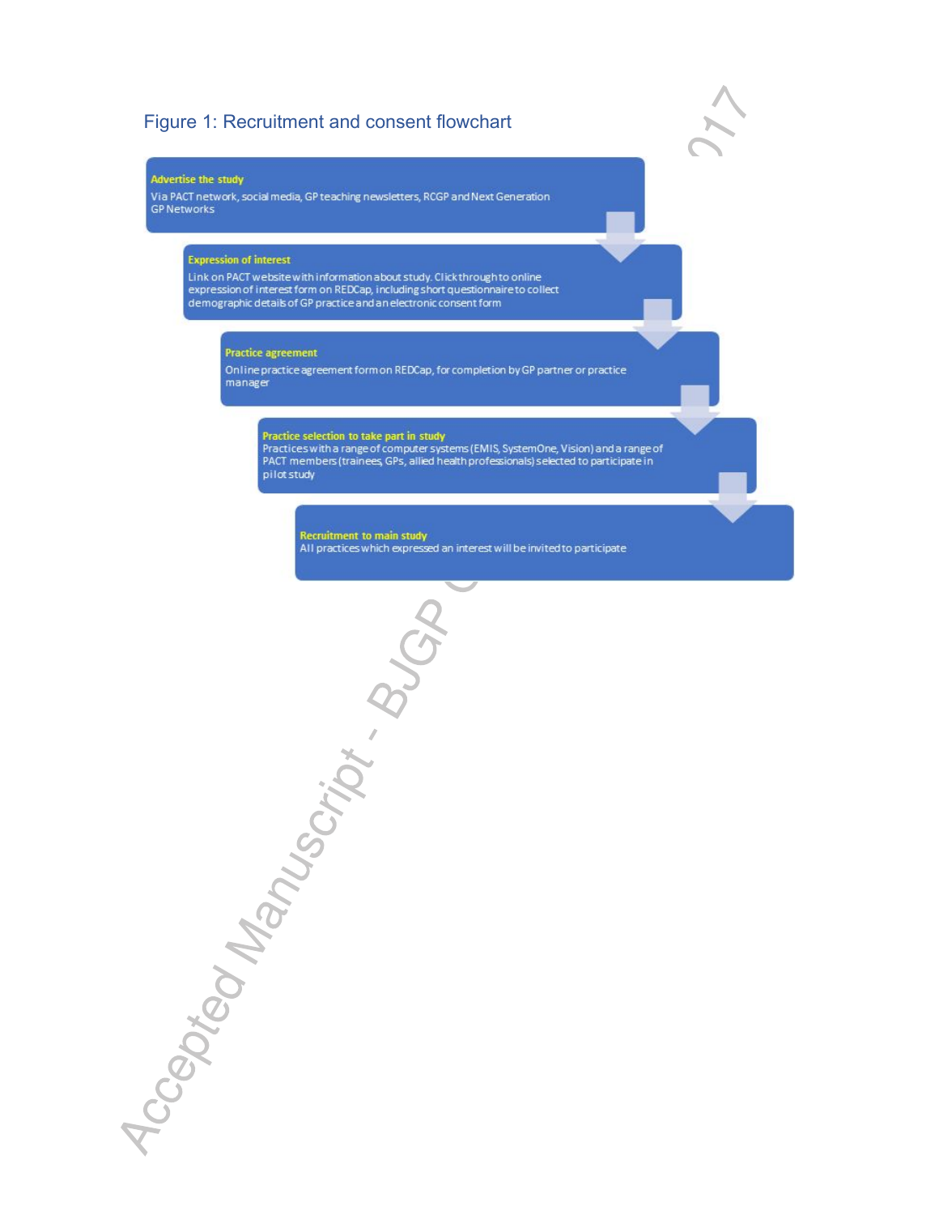Figure 1: Recruitment and consent flowchart

**Advertise the study**
Via PACT network, social media, GP teaching newsletters, RCGP and Next Generation GP Networks

**Expression of interest**
Link on PACT website with information about study. Click through to online expression of interest form on REDCap, including short questionnaire to collect demographic details of GP practice and an electronic consent form

**Practice agreement**
Online practice agreement form on REDCap, for completion by GP partner or practice manager

**Practice selection to take part in study**
Practices with a range of computer systems (EMIS, SystemOne, Vision) and a range of PACT members (trainees, GPs, allied health professionals) selected to participate in pilot study

**Recruitment to main study**
All practices which expressed an interest will be invited to participate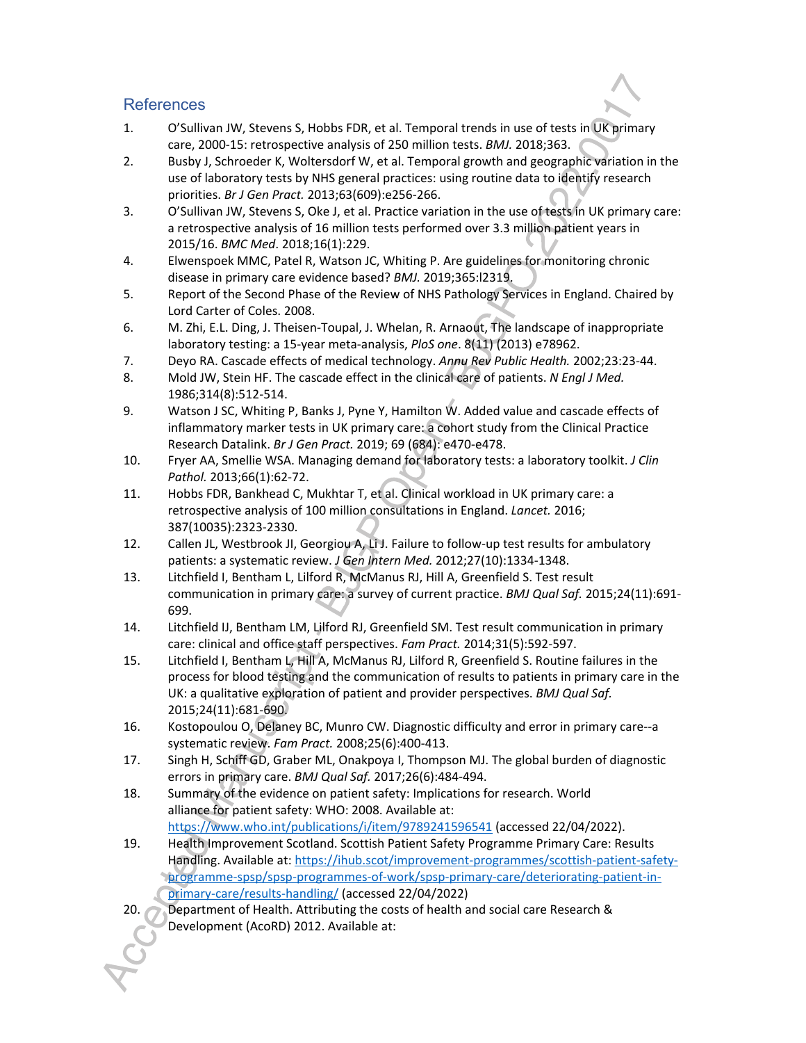## References

1. O'Sullivan JW, Stevens S, Hobbs FDR, et al. Temporal trends in use of tests in UK primary care, 2000-15: retrospective analysis of 250 million tests. *BMJ.* 2018;363.
2. Busby J, Schroeder K, Woltersdorf W, et al. Temporal growth and geographic variation in the use of laboratory tests by NHS general practices: using routine data to identify research priorities. *Br J Gen Pract.* 2013;63(609):e256-266.
3. O'Sullivan JW, Stevens S, Oke J, et al. Practice variation in the use of tests in UK primary care: a retrospective analysis of 16 million tests performed over 3.3 million patient years in 2015/16. *BMC Med*. 2018;16(1):229.
4. Elwenspoek MMC, Patel R, Watson JC, Whiting P. Are guidelines for monitoring chronic disease in primary care evidence based? *BMJ.* 2019;365:l2319.
5. Report of the Second Phase of the Review of NHS Pathology Services in England. Chaired by Lord Carter of Coles. 2008.
6. M. Zhi, E.L. Ding, J. Theisen-Toupal, J. Whelan, R. Arnaout, The landscape of inappropriate laboratory testing: a 15-year meta-analysis, *PloS one*. 8(11) (2013) e78962.
7. Deyo RA. Cascade effects of medical technology. *Annu Rev Public Health.* 2002;23:23-44.
8. Mold JW, Stein HF. The cascade effect in the clinical care of patients. *N Engl J Med.* 1986;314(8):512-514.
9. Watson J SC, Whiting P, Banks J, Pyne Y, Hamilton W. Added value and cascade effects of inflammatory marker tests in UK primary care: a cohort study from the Clinical Practice Research Datalink. *Br J Gen Pract.* 2019; 69 (684): e470-e478.
10. Fryer AA, Smellie WSA. Managing demand for laboratory tests: a laboratory toolkit. *J Clin Pathol.* 2013;66(1):62-72.
11. Hobbs FDR, Bankhead C, Mukhtar T, et al. Clinical workload in UK primary care: a retrospective analysis of 100 million consultations in England. *Lancet.* 2016; 387(10035):2323-2330.
12. Callen JL, Westbrook JI, Georgiou A, Li J. Failure to follow-up test results for ambulatory patients: a systematic review. *J Gen Intern Med.* 2012;27(10):1334-1348.
13. Litchfield I, Bentham L, Lilford R, McManus RJ, Hill A, Greenfield S. Test result communication in primary care: a survey of current practice. *BMJ Qual Saf.* 2015;24(11):691-699.
14. Litchfield IJ, Bentham LM, Lilford RJ, Greenfield SM. Test result communication in primary care: clinical and office staff perspectives. *Fam Pract.* 2014;31(5):592-597.
15. Litchfield I, Bentham L, Hill A, McManus RJ, Lilford R, Greenfield S. Routine failures in the process for blood testing and the communication of results to patients in primary care in the UK: a qualitative exploration of patient and provider perspectives. *BMJ Qual Saf.* 2015;24(11):681-690.
16. Kostopoulou O, Delaney BC, Munro CW. Diagnostic difficulty and error in primary care--a systematic review. *Fam Pract.* 2008;25(6):400-413.
17. Singh H, Schiff GD, Graber ML, Onakpoya I, Thompson MJ. The global burden of diagnostic errors in primary care. *BMJ Qual Saf.* 2017;26(6):484-494.
18. Summary of the evidence on patient safety: Implications for research. World alliance for patient safety: WHO: 2008. Available at: https://www.who.int/publications/i/item/9789241596541 (accessed 22/04/2022).
19. Health Improvement Scotland. Scottish Patient Safety Programme Primary Care: Results Handling. Available at: https://ihub.scot/improvement-programmes/scottish-patient-safety-programme-spsp/spsp-programmes-of-work/spsp-primary-care/deteriorating-patient-in-primary-care/results-handling/ (accessed 22/04/2022)
20. Department of Health. Attributing the costs of health and social care Research & Development (AcoRD) 2012. Available at: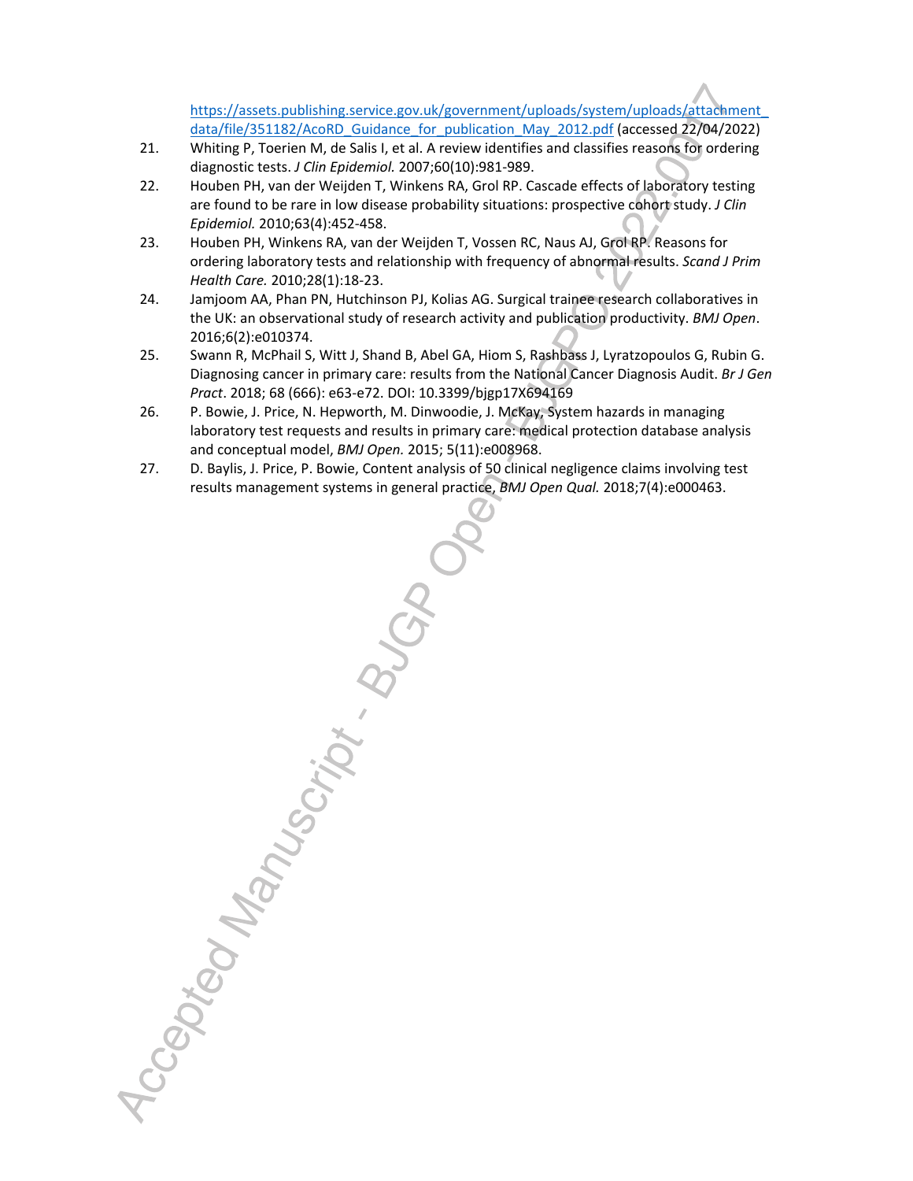https://assets.publishing.service.gov.uk/government/uploads/system/uploads/attachment_data/file/351182/AcoRD_Guidance_for_publication_May_2012.pdf (accessed 22/04/2022)

21. Whiting P, Toerien M, de Salis I, et al. A review identifies and classifies reasons for ordering diagnostic tests. *J Clin Epidemiol.* 2007;60(10):981-989.
22. Houben PH, van der Weijden T, Winkens RA, Grol RP. Cascade effects of laboratory testing are found to be rare in low disease probability situations: prospective cohort study. *J Clin Epidemiol.* 2010;63(4):452-458.
23. Houben PH, Winkens RA, van der Weijden T, Vossen RC, Naus AJ, Grol RP. Reasons for ordering laboratory tests and relationship with frequency of abnormal results. *Scand J Prim Health Care.* 2010;28(1):18-23.
24. Jamjoom AA, Phan PN, Hutchinson PJ, Kolias AG. Surgical trainee research collaboratives in the UK: an observational study of research activity and publication productivity. *BMJ Open*. 2016;6(2):e010374.
25. Swann R, McPhail S, Witt J, Shand B, Abel GA, Hiom S, Rashbass J, Lyratzopoulos G, Rubin G. Diagnosing cancer in primary care: results from the National Cancer Diagnosis Audit. *Br J Gen Pract*. 2018; 68 (666): e63-e72. DOI: 10.3399/bjgp17X694169
26. P. Bowie, J. Price, N. Hepworth, M. Dinwoodie, J. McKay, System hazards in managing laboratory test requests and results in primary care: medical protection database analysis and conceptual model, *BMJ Open.* 2015; 5(11):e008968.
27. D. Baylis, J. Price, P. Bowie, Content analysis of 50 clinical negligence claims involving test results management systems in general practice, *BMJ Open Qual.* 2018;7(4):e000463.